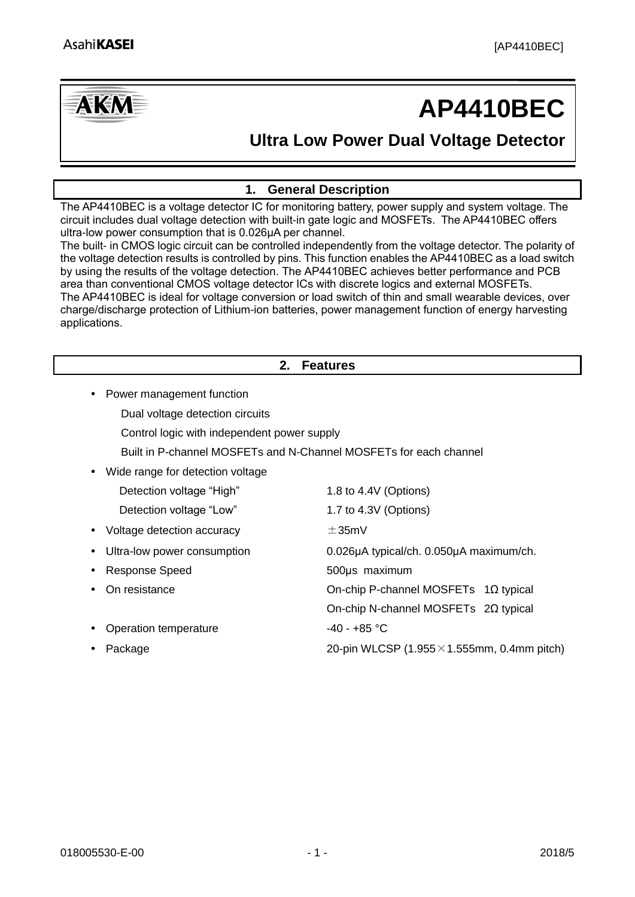# AP4410BEC

## Ultra Low Power Dual Voltage Detector

## 1. General Description

The AP4410BEC is a voltage detector IC for monitoring battery, power supply and system voltage. The circuit includes dual voltage detection with built-in gate logic and MOSFETs. The AP4410BEC offers ultra-low power consumption that is 0.026μA per channel.
The built- in CMOS logic circuit can be controlled independently from the voltage detector. The polarity of the voltage detection results is controlled by pins. This function enables the AP4410BEC as a load switch by using the results of the voltage detection. The AP4410BEC achieves better performance and PCB area than conventional CMOS voltage detector ICs with discrete logics and external MOSFETs.
The AP4410BEC is ideal for voltage conversion or load switch of thin and small wearable devices, over charge/discharge protection of Lithium-ion batteries, power management function of energy harvesting applications.

## 2. Features

- Power management function
  - Dual voltage detection circuits
  - Control logic with independent power supply
  - Built in P-channel MOSFETs and N-Channel MOSFETs for each channel
- Wide range for detection voltage
  - Detection voltage “High” 1.8 to 4.4V (Options)
  - Detection voltage “Low” 1.7 to 4.3V (Options)
- Voltage detection accuracy ±35mV
- Ultra-low power consumption 0.026μA typical/ch. 0.050μA maximum/ch.
- Response Speed 500μs maximum
- On resistance On-chip P-channel MOSFETs 1Ω typical
  On-chip N-channel MOSFETs 2Ω typical
- Operation temperature -40 - +85 °C
- Package 20-pin WLCSP (1.955×1.555mm, 0.4mm pitch)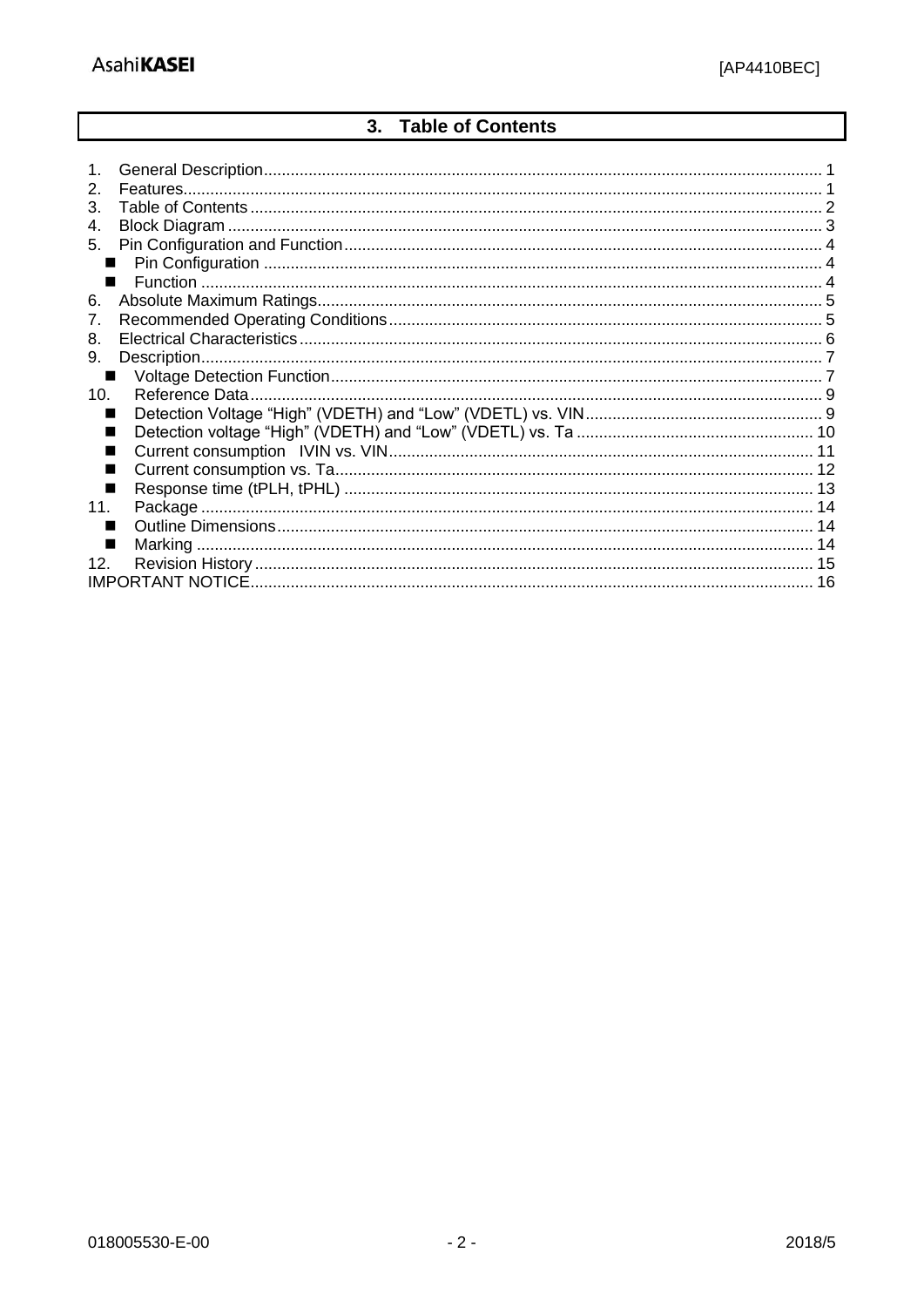## 3. Table of Contents

1. General Description ........................................................................................................................ 1
2. Features........................................................................................................................................... 1
3. Table of Contents ........................................................................................................................... 2
4. Block Diagram ................................................................................................................................ 3
5. Pin Configuration and Function ...................................................................................................... 4
   - ■ Pin Configuration ...................................................................................................................... 4
   - ■ Function ..................................................................................................................................... 4
6. Absolute Maximum Ratings ............................................................................................................ 5
7. Recommended Operating Conditions ............................................................................................. 5
8. Electrical Characteristics ................................................................................................................ 6
9. Description ...................................................................................................................................... 7
   - ■ Voltage Detection Function ....................................................................................................... 7
10. Reference Data .............................................................................................................................. 9
    - ■ Detection Voltage “High” (VDETH) and “Low” (VDETL) vs. VIN ................................................... 9
    - ■ Detection voltage “High” (VDETH) and “Low” (VDETL) vs. Ta ..................................................... 10
    - ■ Current consumption IVIN vs. VIN ............................................................................................ 11
    - ■ Current consumption vs. Ta ..................................................................................................... 12
    - ■ Response time (tPLH, tPHL) ......................................................................................................... 13
11. Package ........................................................................................................................................ 14
    - ■ Outline Dimensions ................................................................................................................. 14
    - ■ Marking ................................................................................................................................... 14
12. Revision History ............................................................................................................................ 15

IMPORTANT NOTICE ........................................................................................................................ 16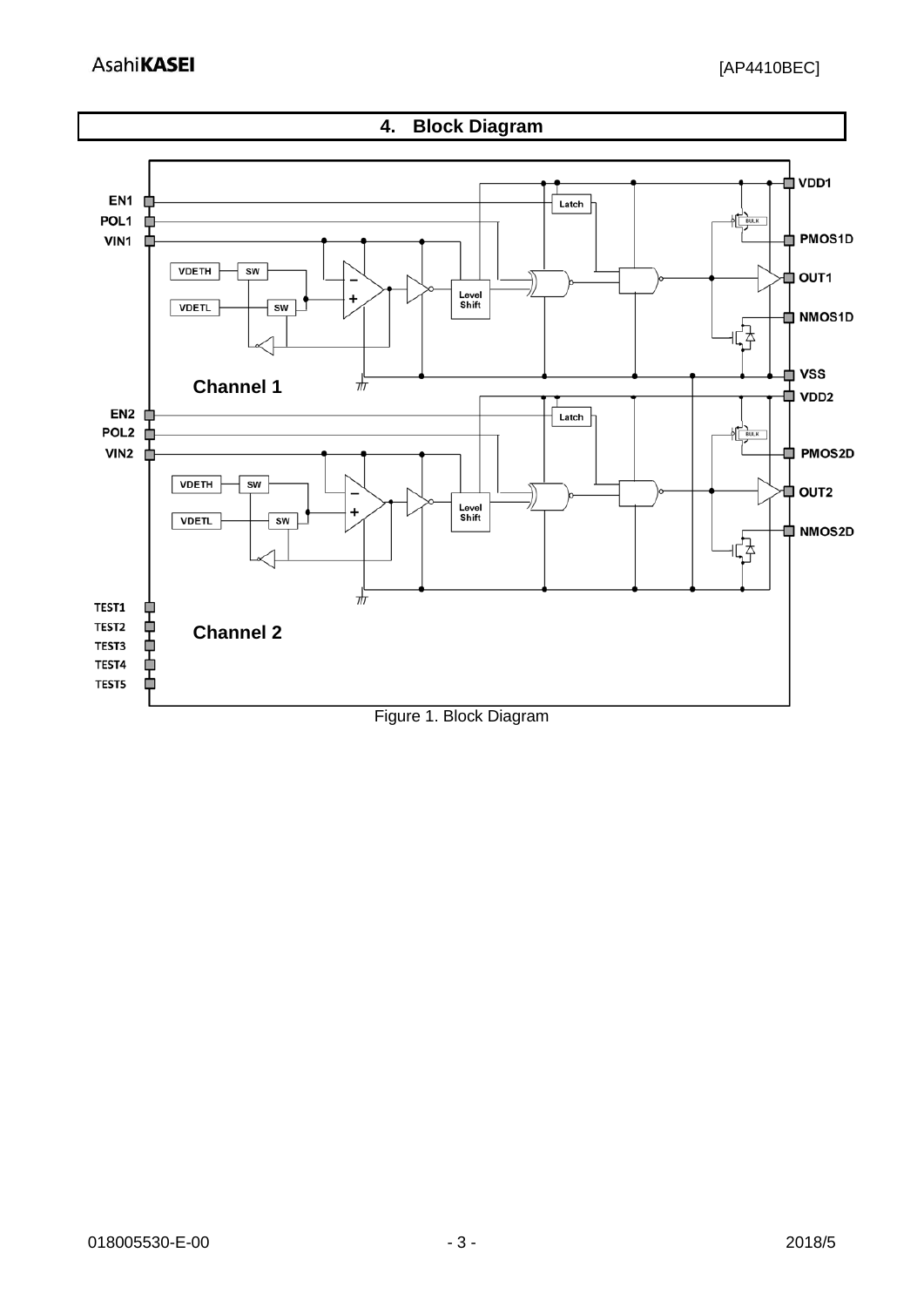## 4. Block Diagram

Figure 1. Block Diagram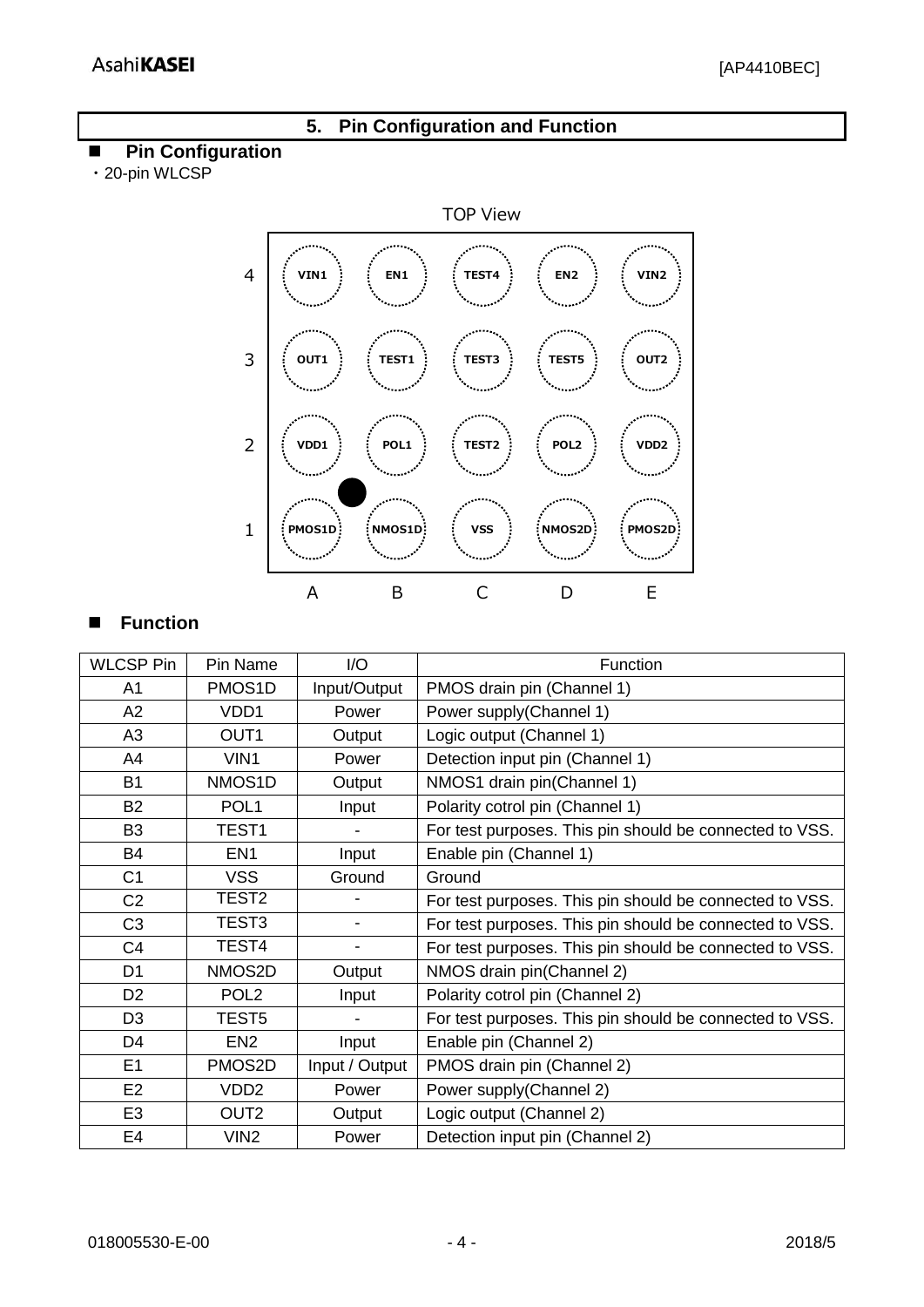## 5. Pin Configuration and Function

### ■ Pin Configuration

・20-pin WLCSP

TOP View

| | A | B | C | D | E |
|---|---|---|---|---|---|
| 4 | VIN1 | EN1 | TEST4 | EN2 | VIN2 |
| 3 | OUT1 | TEST1 | TEST3 | TEST5 | OUT2 |
| 2 | VDD1 | POL1 | TEST2 | POL2 | VDD2 |
| 1 | PMOS1D | NMOS1D | VSS | NMOS2D | PMOS2D |

### ■ Function

| WLCSP Pin | Pin Name | I/O | Function |
|---|---|---|---|
| A1 | PMOS1D | Input/Output | PMOS drain pin (Channel 1) |
| A2 | VDD1 | Power | Power supply(Channel 1) |
| A3 | OUT1 | Output | Logic output (Channel 1) |
| A4 | VIN1 | Power | Detection input pin (Channel 1) |
| B1 | NMOS1D | Output | NMOS1 drain pin(Channel 1) |
| B2 | POL1 | Input | Polarity cotrol pin (Channel 1) |
| B3 | TEST1 | - | For test purposes. This pin should be connected to VSS. |
| B4 | EN1 | Input | Enable pin (Channel 1) |
| C1 | VSS | Ground | Ground |
| C2 | TEST2 | - | For test purposes. This pin should be connected to VSS. |
| C3 | TEST3 | - | For test purposes. This pin should be connected to VSS. |
| C4 | TEST4 | - | For test purposes. This pin should be connected to VSS. |
| D1 | NMOS2D | Output | NMOS drain pin(Channel 2) |
| D2 | POL2 | Input | Polarity cotrol pin (Channel 2) |
| D3 | TEST5 | - | For test purposes. This pin should be connected to VSS. |
| D4 | EN2 | Input | Enable pin (Channel 2) |
| E1 | PMOS2D | Input / Output | PMOS drain pin (Channel 2) |
| E2 | VDD2 | Power | Power supply(Channel 2) |
| E3 | OUT2 | Output | Logic output (Channel 2) |
| E4 | VIN2 | Power | Detection input pin (Channel 2) |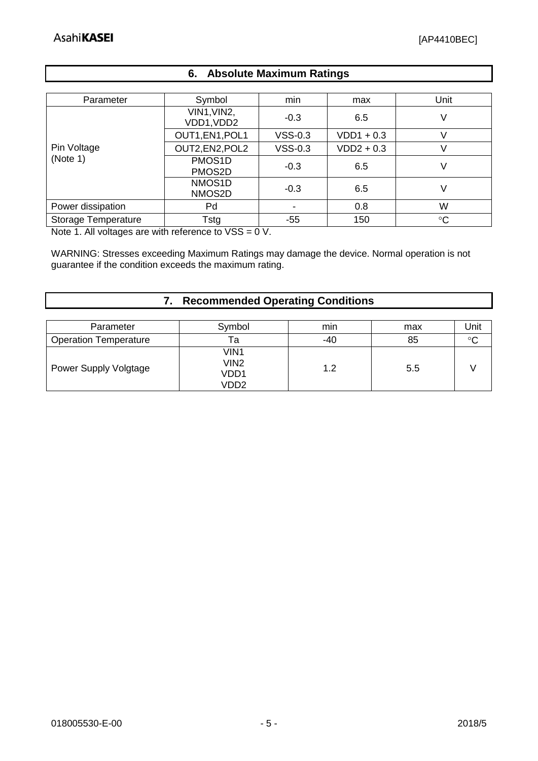## 6. Absolute Maximum Ratings

| Parameter | Symbol | min | max | Unit |
|---|---|---|---|---|
| Pin Voltage (Note 1) | VIN1,VIN2, VDD1,VDD2 | -0.3 | 6.5 | V |
| | OUT1,EN1,POL1 | VSS-0.3 | VDD1 + 0.3 | V |
| | OUT2,EN2,POL2 | VSS-0.3 | VDD2 + 0.3 | V |
| | PMOS1D PMOS2D | -0.3 | 6.5 | V |
| | NMOS1D NMOS2D | -0.3 | 6.5 | V |
| Power dissipation | Pd | - | 0.8 | W |
| Storage Temperature | Tstg | -55 | 150 | °C |

Note 1. All voltages are with reference to VSS = 0 V.

WARNING: Stresses exceeding Maximum Ratings may damage the device. Normal operation is not guarantee if the condition exceeds the maximum rating.

## 7. Recommended Operating Conditions

| Parameter | Symbol | min | max | Unit |
|---|---|---|---|---|
| Operation Temperature | Ta | -40 | 85 | °C |
| Power Supply Volgtage | VIN1 VIN2 VDD1 VDD2 | 1.2 | 5.5 | V |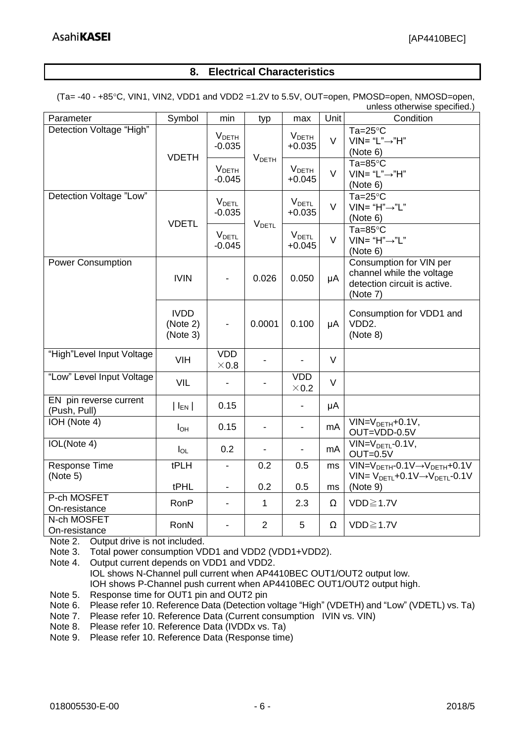## 8. Electrical Characteristics

(Ta= -40 - +85°C, VIN1, VIN2, VDD1 and VDD2 =1.2V to 5.5V, OUT=open, PMOSD=open, NMOSD=open, unless otherwise specified.)

| Parameter | Symbol | min | typ | max | Unit | Condition |
|---|---|---|---|---|---|---|
| Detection Voltage "High" | VDETH | $V_{DETH}$ -0.035 | $V_{DETH}$ | $V_{DETH}$ +0.035 | V | Ta=25°C VIN= "L"→"H" (Note 6) |
| | | $V_{DETH}$ -0.045 | | $V_{DETH}$ +0.045 | V | Ta=85°C VIN= "L"→"H" (Note 6) |
| Detection Voltage "Low" | VDETL | $V_{DETL}$ -0.035 | $V_{DETL}$ | $V_{DETL}$ +0.035 | V | Ta=25°C VIN= "H"→"L" (Note 6) |
| | | $V_{DETL}$ -0.045 | | $V_{DETL}$ +0.045 | V | Ta=85°C VIN= "H"→"L" (Note 6) |
| Power Consumption | IVIN | - | 0.026 | 0.050 | μA | Consumption for VIN per channel while the voltage detection circuit is active. (Note 7) |
| | IVDD (Note 2) (Note 3) | - | 0.0001 | 0.100 | μA | Consumption for VDD1 and VDD2. (Note 8) |
| "High"Level Input Voltage | VIH | VDD ×0.8 | - | - | V | |
| "Low" Level Input Voltage | VIL | - | - | VDD ×0.2 | V | |
| EN pin reverse current (Push, Pull) | $\vert I_{EN} \vert$ | 0.15 | | - | μA | |
| IOH (Note 4) | $I_{OH}$ | 0.15 | - | - | mA | VIN=$V_{DETH}$+0.1V, OUT=VDD-0.5V |
| IOL(Note 4) | $I_{OL}$ | 0.2 | - | - | mA | VIN=$V_{DETL}$-0.1V, OUT=0.5V |
| Response Time (Note 5) | tPLH | - | 0.2 | 0.5 | ms | VIN=$V_{DETH}$-0.1V→$V_{DETH}$+0.1V |
| | tPHL | - | 0.2 | 0.5 | ms | VIN= $V_{DETL}$+0.1V→$V_{DETL}$-0.1V (Note 9) |
| P-ch MOSFET On-resistance | RonP | - | 1 | 2.3 | Ω | VDD≧1.7V |
| N-ch MOSFET On-resistance | RonN | - | 2 | 5 | Ω | VDD≧1.7V |

Note 2. Output drive is not included.
Note 3. Total power consumption VDD1 and VDD2 (VDD1+VDD2).
Note 4. Output current depends on VDD1 and VDD2.
IOL shows N-Channel pull current when AP4410BEC OUT1/OUT2 output low.
IOH shows P-Channel push current when AP4410BEC OUT1/OUT2 output high.
Note 5. Response time for OUT1 pin and OUT2 pin
Note 6. Please refer 10. Reference Data (Detection voltage "High" (VDETH) and "Low" (VDETL) vs. Ta)
Note 7. Please refer 10. Reference Data (Current consumption IVIN vs. VIN)
Note 8. Please refer 10. Reference Data (IVDDx vs. Ta)
Note 9. Please refer 10. Reference Data (Response time)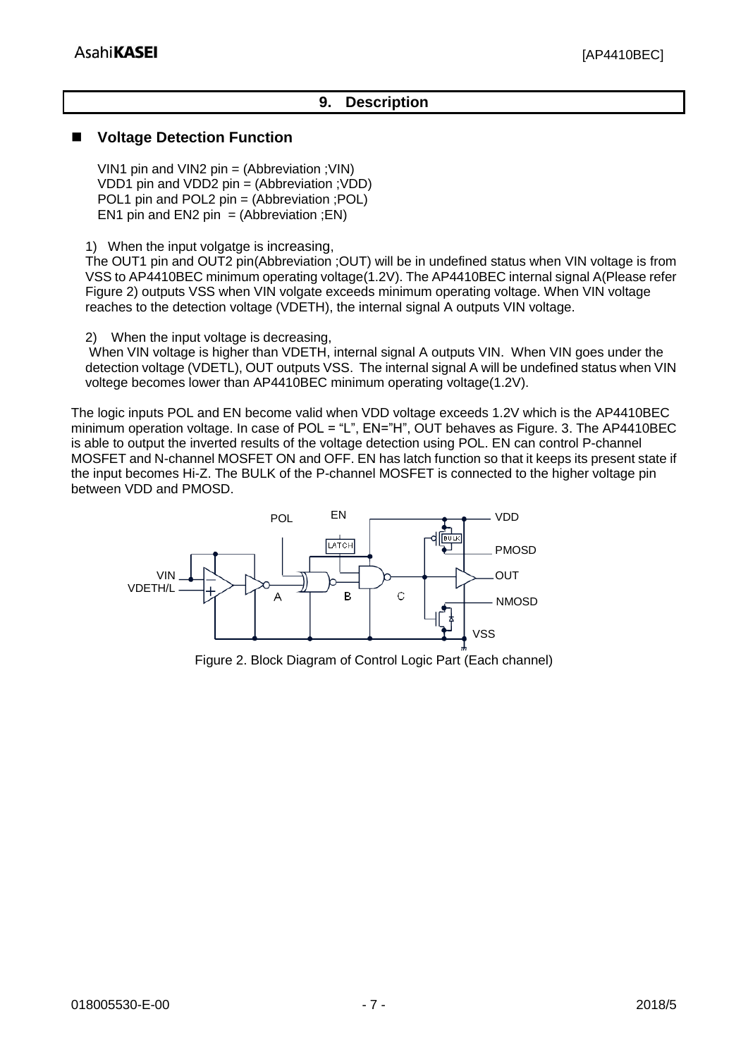## 9. Description

### ■ Voltage Detection Function

VIN1 pin and VIN2 pin = (Abbreviation ;VIN)
VDD1 pin and VDD2 pin = (Abbreviation ;VDD)
POL1 pin and POL2 pin = (Abbreviation ;POL)
EN1 pin and EN2 pin = (Abbreviation ;EN)

1) When the input volgatge is increasing,
The OUT1 pin and OUT2 pin(Abbreviation ;OUT) will be in undefined status when VIN voltage is from VSS to AP4410BEC minimum operating voltage(1.2V). The AP4410BEC internal signal A(Please refer Figure 2) outputs VSS when VIN volgate exceeds minimum operating voltage. When VIN voltage reaches to the detection voltage (VDETH), the internal signal A outputs VIN voltage.

2) When the input voltage is decreasing,
When VIN voltage is higher than VDETH, internal signal A outputs VIN. When VIN goes under the detection voltage (VDETL), OUT outputs VSS. The internal signal A will be undefined status when VIN voltege becomes lower than AP4410BEC minimum operating voltage(1.2V).

The logic inputs POL and EN become valid when VDD voltage exceeds 1.2V which is the AP4410BEC minimum operation voltage. In case of POL = "L", EN="H", OUT behaves as Figure. 3. The AP4410BEC is able to output the inverted results of the voltage detection using POL. EN can control P-channel MOSFET and N-channel MOSFET ON and OFF. EN has latch function so that it keeps its present state if the input becomes Hi-Z. The BULK of the P-channel MOSFET is connected to the higher voltage pin between VDD and PMOSD.

Figure 2. Block Diagram of Control Logic Part (Each channel)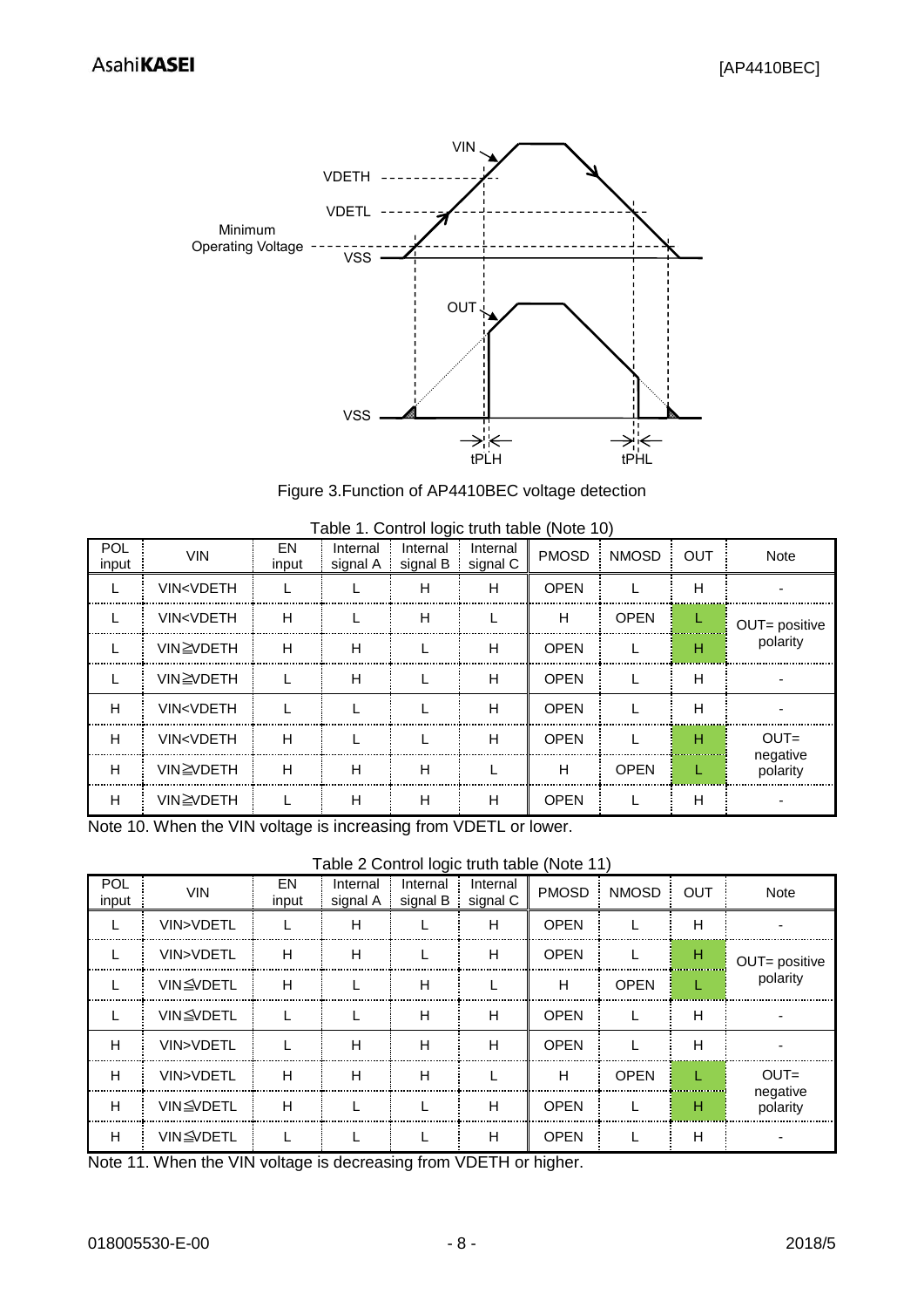Figure 3.Function of AP4410BEC voltage detection

Table 1. Control logic truth table (Note 10)

| POL input | VIN | EN input | Internal signal A | Internal signal B | Internal signal C | PMOSD | NMOSD | OUT | Note |
|---|---|---|---|---|---|---|---|---|---|
| L | VIN<VDETH | L | L | H | H | OPEN | L | H | - |
| L | VIN<VDETH | H | L | H | L | H | OPEN | L | OUT= positive polarity |
| L | VIN≧VDETH | H | H | L | H | OPEN | L | H | |
| L | VIN≧VDETH | L | H | L | H | OPEN | L | H | - |
| H | VIN<VDETH | L | L | L | H | OPEN | L | H | - |
| H | VIN<VDETH | H | L | L | H | OPEN | L | H | OUT= negative polarity |
| H | VIN≧VDETH | H | H | H | L | H | OPEN | L | |
| H | VIN≧VDETH | L | H | H | H | OPEN | L | H | - |

Note 10. When the VIN voltage is increasing from VDETL or lower.

Table 2 Control logic truth table (Note 11)

| POL input | VIN | EN input | Internal signal A | Internal signal B | Internal signal C | PMOSD | NMOSD | OUT | Note |
|---|---|---|---|---|---|---|---|---|---|
| L | VIN>VDETL | L | H | L | H | OPEN | L | H | - |
| L | VIN>VDETL | H | H | L | H | OPEN | L | H | OUT= positive polarity |
| L | VIN≦VDETL | H | L | H | L | H | OPEN | L | |
| L | VIN≦VDETL | L | L | H | H | OPEN | L | H | - |
| H | VIN>VDETL | L | H | H | H | OPEN | L | H | - |
| H | VIN>VDETL | H | H | H | L | H | OPEN | L | OUT= negative polarity |
| H | VIN≦VDETL | H | L | L | H | OPEN | L | H | |
| H | VIN≦VDETL | L | L | L | H | OPEN | L | H | - |

Note 11. When the VIN voltage is decreasing from VDETH or higher.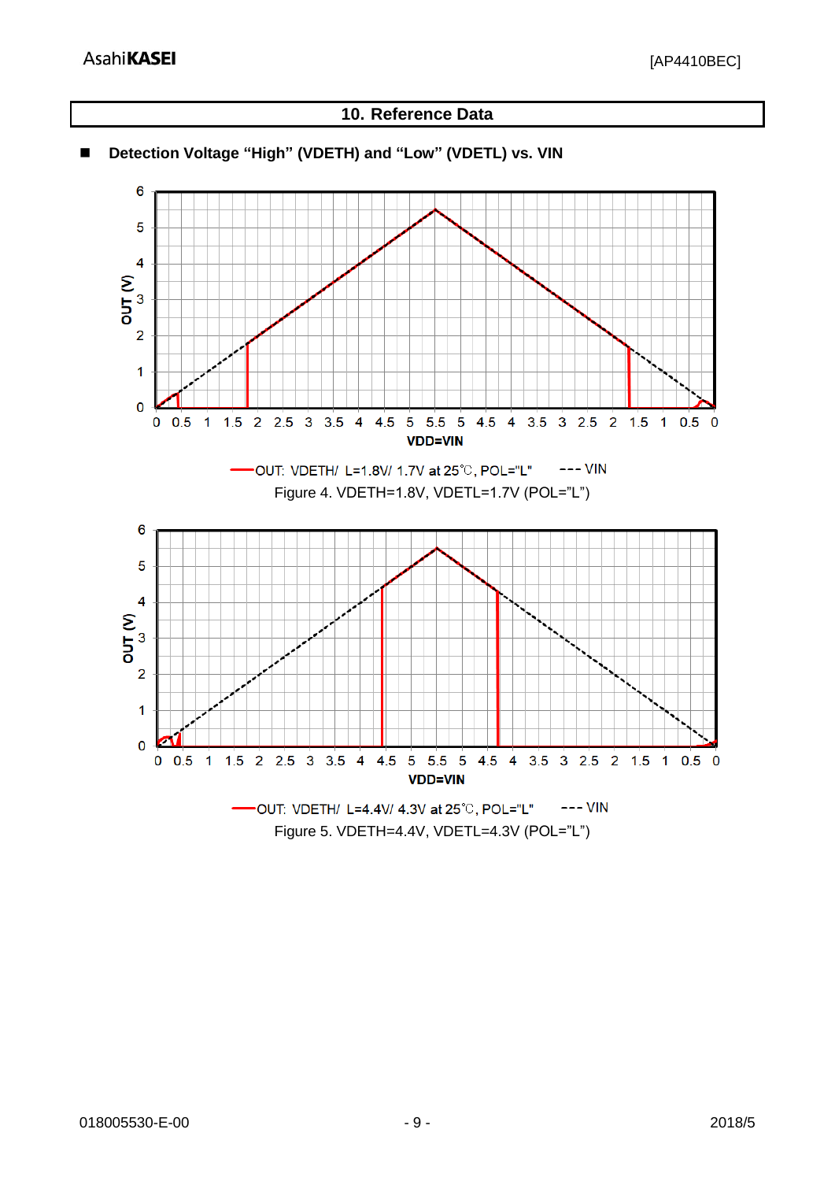## 10. Reference Data

■ **Detection Voltage "High" (VDETH) and "Low" (VDETL) vs. VIN**

Figure 4. VDETH=1.8V, VDETL=1.7V (POL="L")

Figure 5. VDETH=4.4V, VDETL=4.3V (POL="L")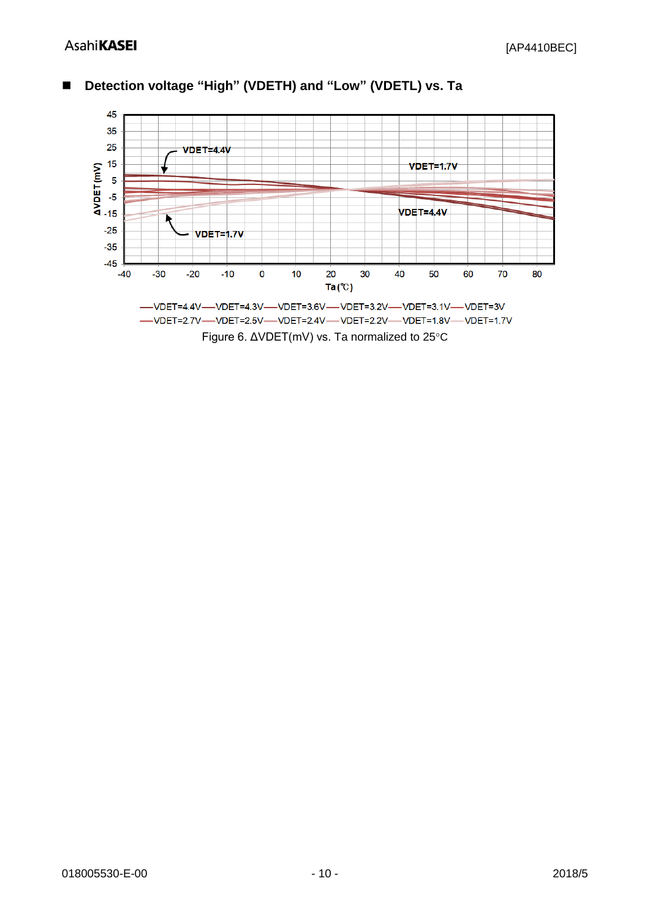## ■ Detection voltage “High” (VDETH) and “Low” (VDETL) vs. Ta

Figure 6. ΔVDET(mV) vs. Ta normalized to 25°C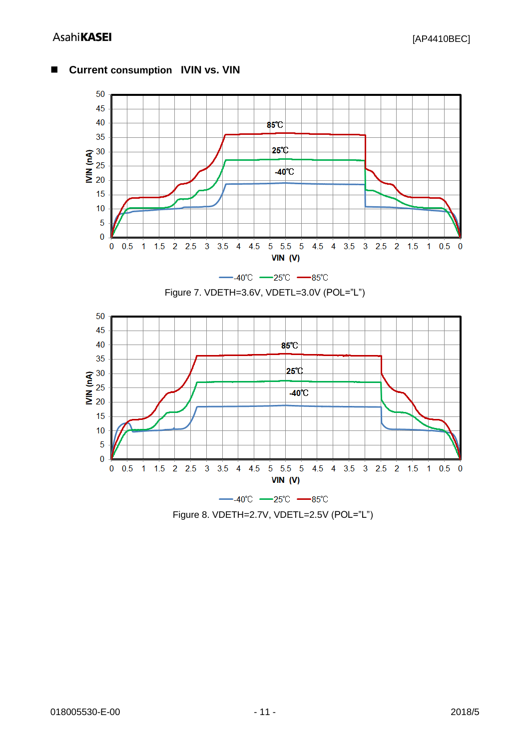## ■ Current consumption IVIN vs. VIN

Figure 7. VDETH=3.6V, VDETL=3.0V (POL="L")

Figure 8. VDETH=2.7V, VDETL=2.5V (POL="L")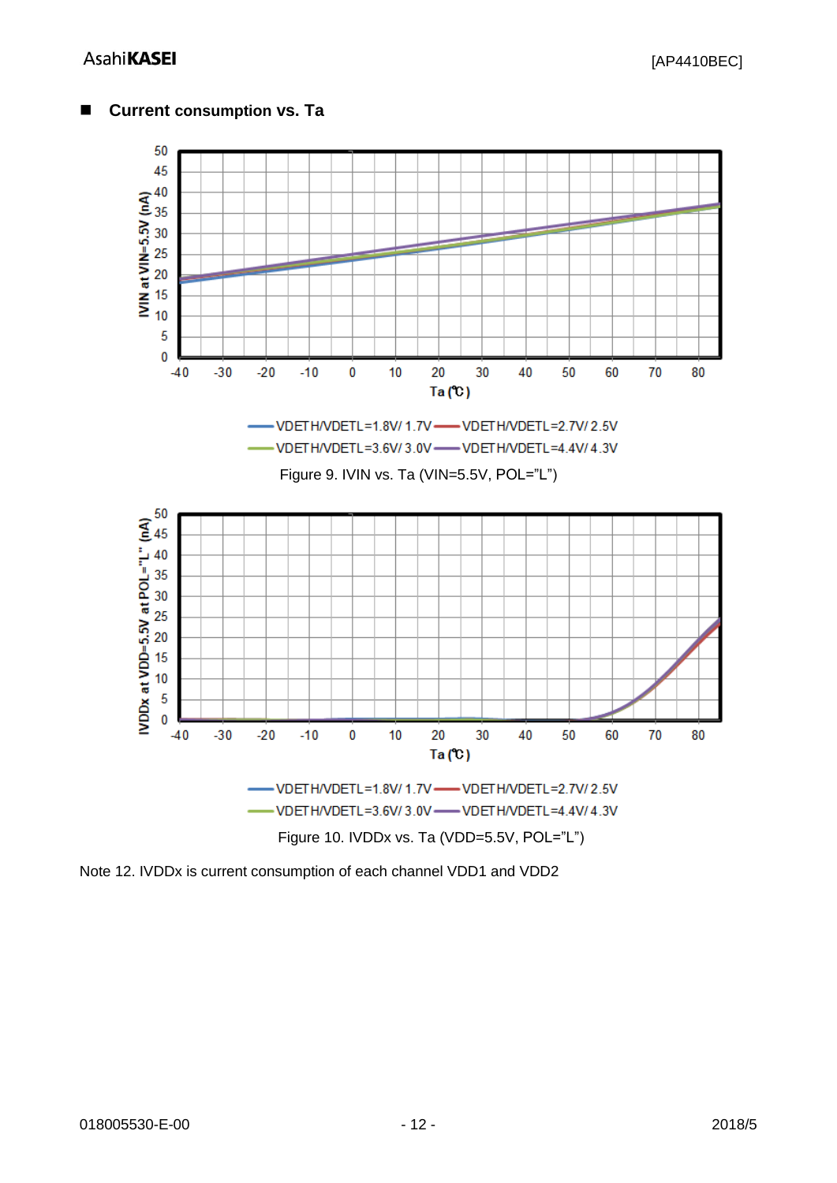## ■ Current consumption vs. Ta

Figure 9. IVIN vs. Ta (VIN=5.5V, POL="L")

Figure 10. IVDDx vs. Ta (VDD=5.5V, POL="L")

Note 12. IVDDx is current consumption of each channel VDD1 and VDD2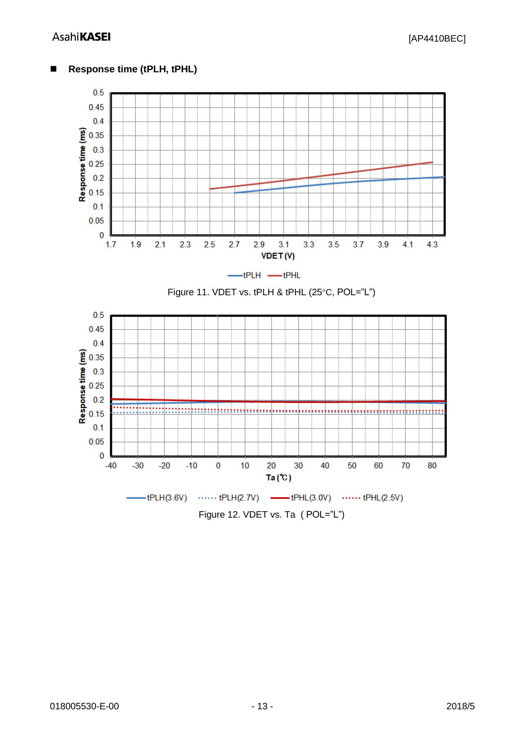## Response time (tPLH, tPHL)

Figure 11. VDET vs. tPLH & tPHL (25°C, POL="L")

Figure 12. VDET vs. Ta ( POL="L")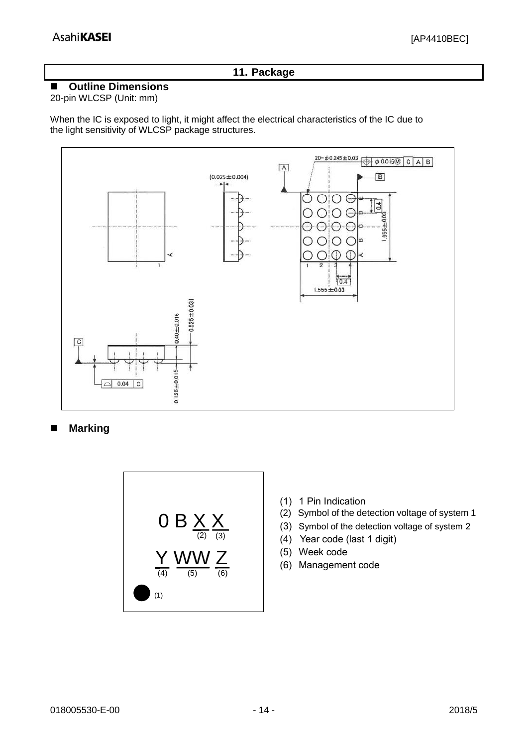## 11. Package

### ■ Outline Dimensions

20-pin WLCSP (Unit: mm)

When the IC is exposed to light, it might affect the electrical characteristics of the IC due to the light sensitivity of WLCSP package structures.

### ■ Marking

0 B X X
(2) (3)

Y WW Z
(4) (5) (6)

● (1)

(1) 1 Pin Indication
(2) Symbol of the detection voltage of system 1
(3) Symbol of the detection voltage of system 2
(4) Year code (last 1 digit)
(5) Week code
(6) Management code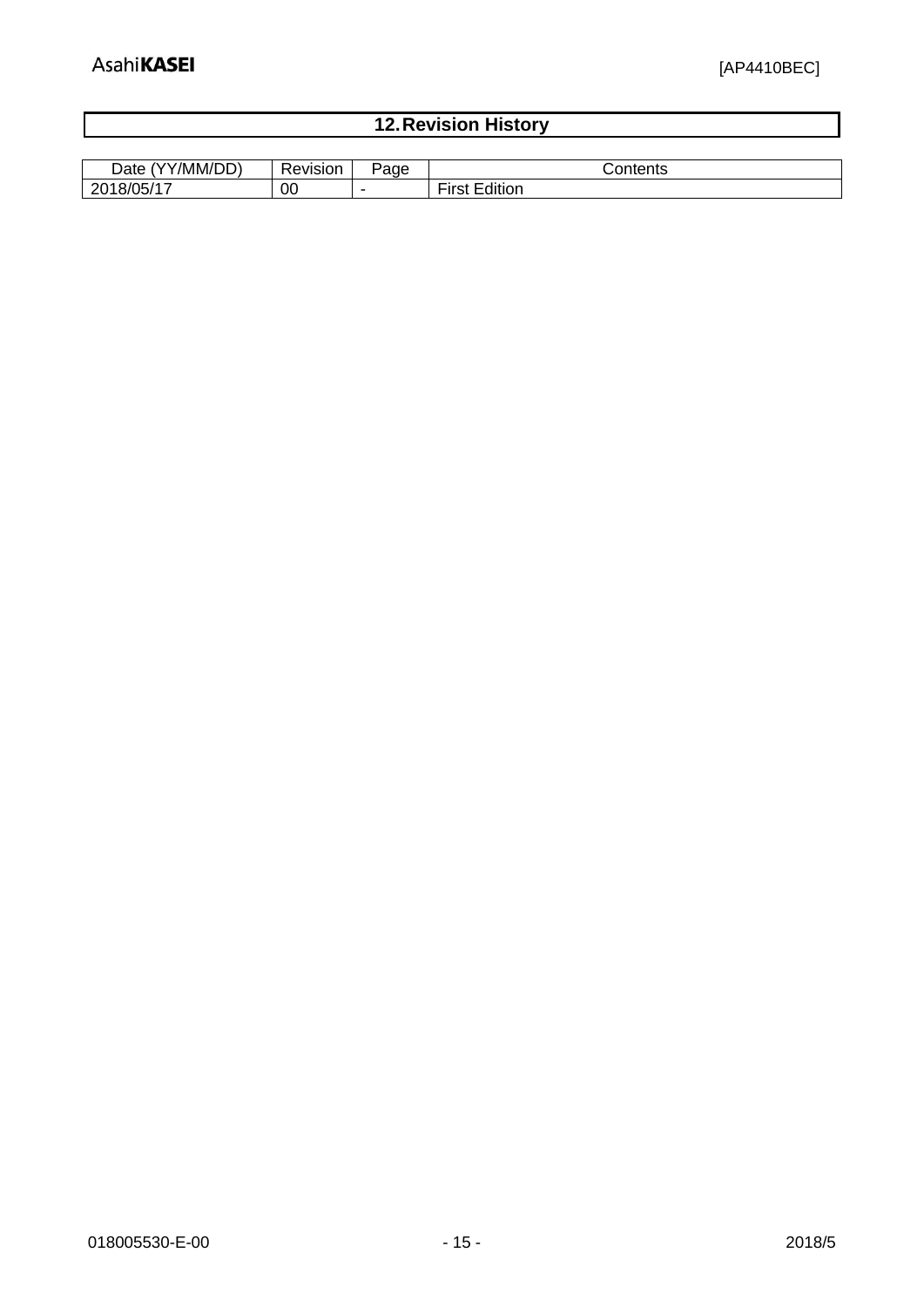## 12. Revision History

| Date (YY/MM/DD) | Revision | Page | Contents |
|---|---|---|---|
| 2018/05/17 | 00 | - | First Edition |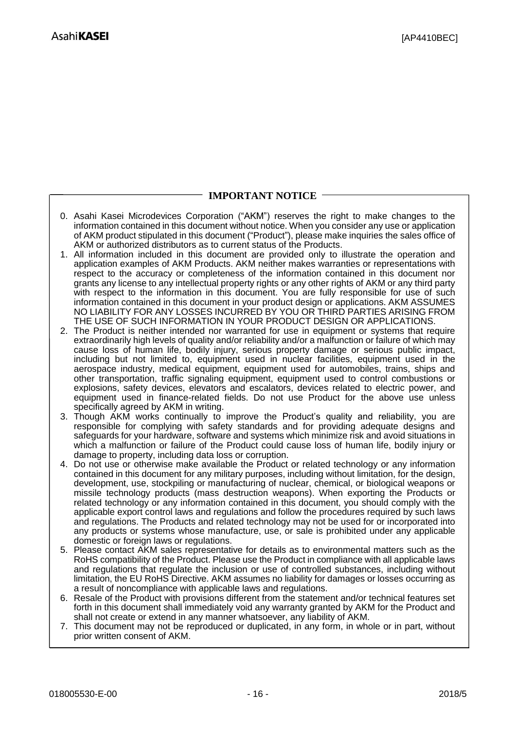## IMPORTANT NOTICE

0. Asahi Kasei Microdevices Corporation ("AKM") reserves the right to make changes to the information contained in this document without notice. When you consider any use or application of AKM product stipulated in this document ("Product"), please make inquiries the sales office of AKM or authorized distributors as to current status of the Products.
1. All information included in this document are provided only to illustrate the operation and application examples of AKM Products. AKM neither makes warranties or representations with respect to the accuracy or completeness of the information contained in this document nor grants any license to any intellectual property rights or any other rights of AKM or any third party with respect to the information in this document. You are fully responsible for use of such information contained in this document in your product design or applications. AKM ASSUMES NO LIABILITY FOR ANY LOSSES INCURRED BY YOU OR THIRD PARTIES ARISING FROM THE USE OF SUCH INFORMATION IN YOUR PRODUCT DESIGN OR APPLICATIONS.
2. The Product is neither intended nor warranted for use in equipment or systems that require extraordinarily high levels of quality and/or reliability and/or a malfunction or failure of which may cause loss of human life, bodily injury, serious property damage or serious public impact, including but not limited to, equipment used in nuclear facilities, equipment used in the aerospace industry, medical equipment, equipment used for automobiles, trains, ships and other transportation, traffic signaling equipment, equipment used to control combustions or explosions, safety devices, elevators and escalators, devices related to electric power, and equipment used in finance-related fields. Do not use Product for the above use unless specifically agreed by AKM in writing.
3. Though AKM works continually to improve the Product's quality and reliability, you are responsible for complying with safety standards and for providing adequate designs and safeguards for your hardware, software and systems which minimize risk and avoid situations in which a malfunction or failure of the Product could cause loss of human life, bodily injury or damage to property, including data loss or corruption.
4. Do not use or otherwise make available the Product or related technology or any information contained in this document for any military purposes, including without limitation, for the design, development, use, stockpiling or manufacturing of nuclear, chemical, or biological weapons or missile technology products (mass destruction weapons). When exporting the Products or related technology or any information contained in this document, you should comply with the applicable export control laws and regulations and follow the procedures required by such laws and regulations. The Products and related technology may not be used for or incorporated into any products or systems whose manufacture, use, or sale is prohibited under any applicable domestic or foreign laws or regulations.
5. Please contact AKM sales representative for details as to environmental matters such as the RoHS compatibility of the Product. Please use the Product in compliance with all applicable laws and regulations that regulate the inclusion or use of controlled substances, including without limitation, the EU RoHS Directive. AKM assumes no liability for damages or losses occurring as a result of noncompliance with applicable laws and regulations.
6. Resale of the Product with provisions different from the statement and/or technical features set forth in this document shall immediately void any warranty granted by AKM for the Product and shall not create or extend in any manner whatsoever, any liability of AKM.
7. This document may not be reproduced or duplicated, in any form, in whole or in part, without prior written consent of AKM.